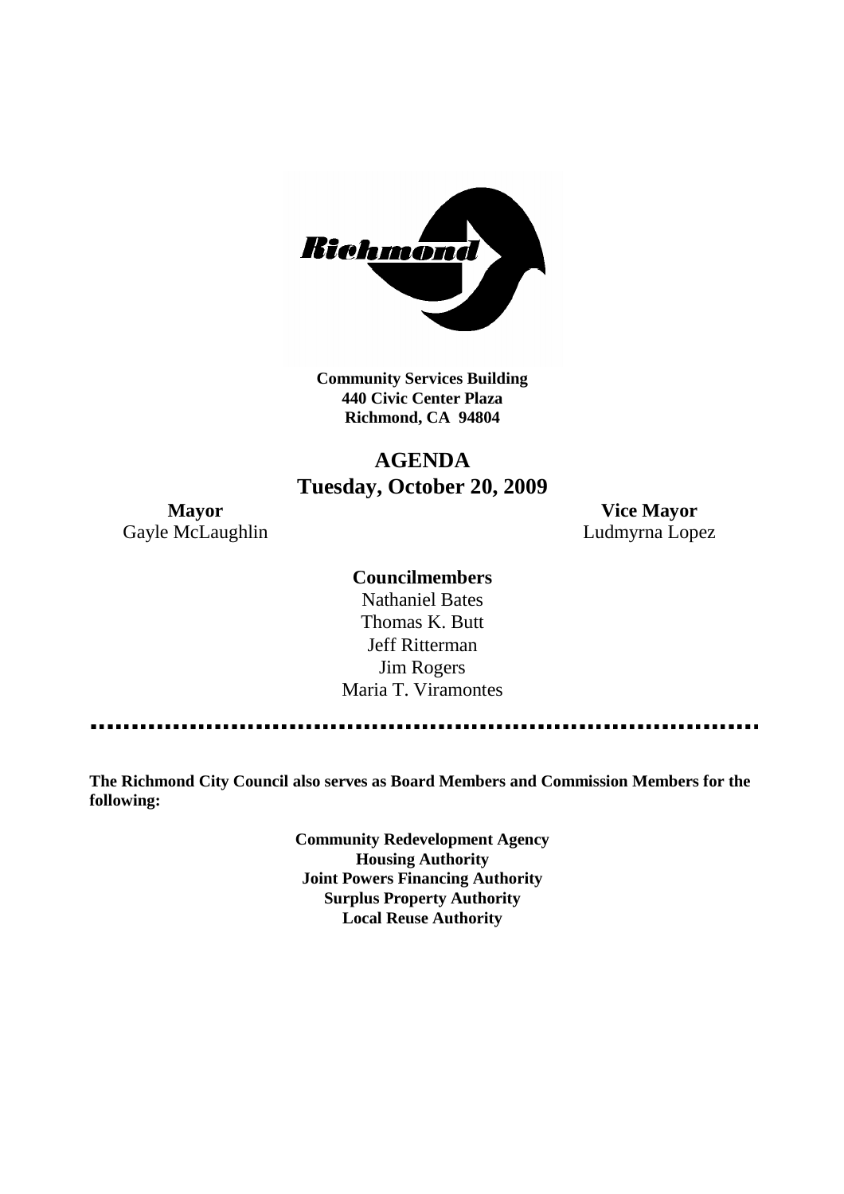**Community Services Building**
**440 Civic Center Plaza**
**Richmond, CA 94804**

# AGENDA
## Tuesday, October 20, 2009

**Mayor**
Gayle McLaughlin

**Vice Mayor**
Ludmyrna Lopez

**Councilmembers**

Nathaniel Bates
Thomas K. Butt
Jeff Ritterman
Jim Rogers
Maria T. Viramontes

---

**The Richmond City Council also serves as Board Members and Commission Members for the following:**

**Community Redevelopment Agency**
**Housing Authority**
**Joint Powers Financing Authority**
**Surplus Property Authority**
**Local Reuse Authority**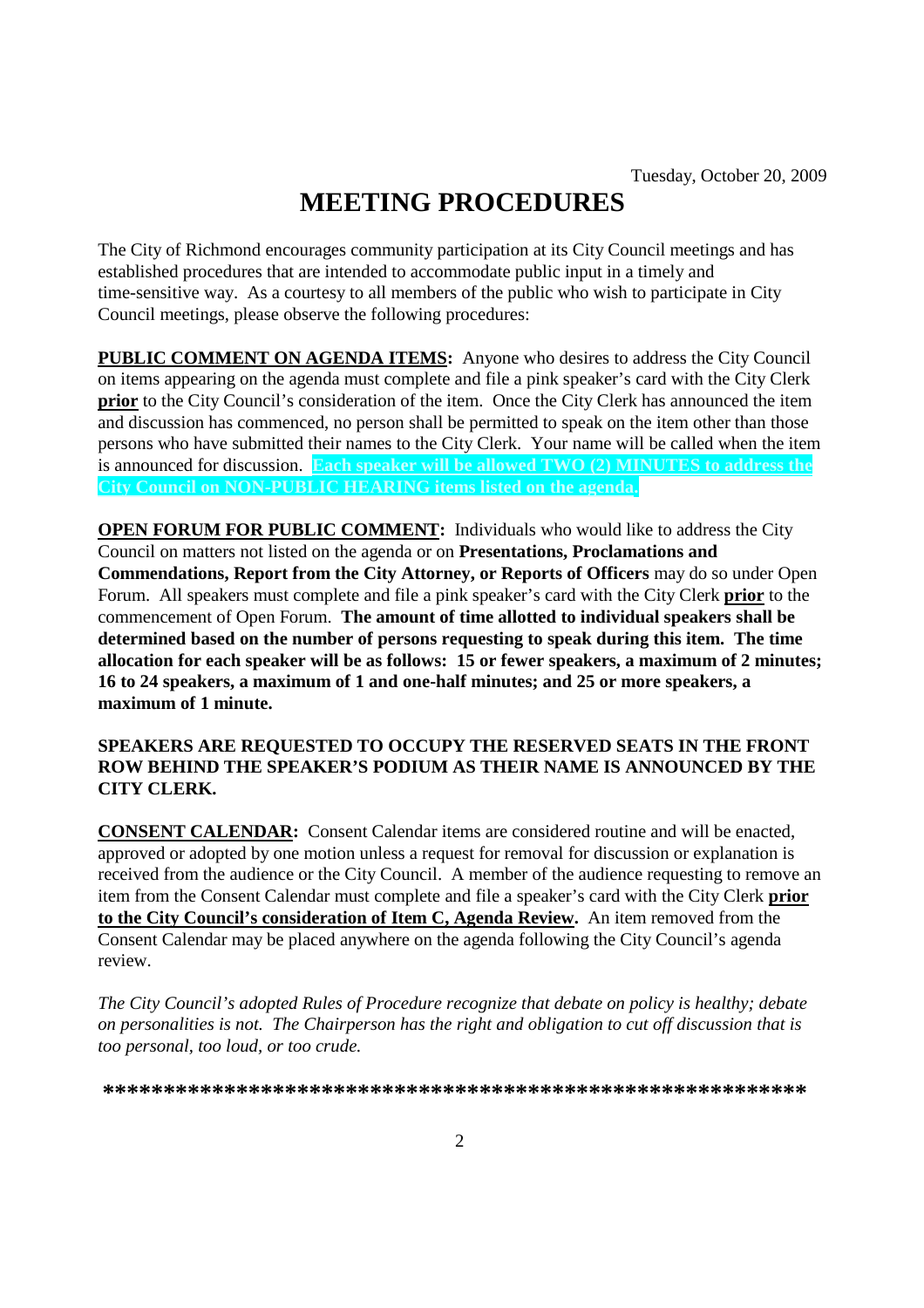Tuesday, October 20, 2009

# MEETING PROCEDURES

The City of Richmond encourages community participation at its City Council meetings and has established procedures that are intended to accommodate public input in a timely and time-sensitive way. As a courtesy to all members of the public who wish to participate in City Council meetings, please observe the following procedures:

**PUBLIC COMMENT ON AGENDA ITEMS:** Anyone who desires to address the City Council on items appearing on the agenda must complete and file a pink speaker's card with the City Clerk **prior** to the City Council's consideration of the item. Once the City Clerk has announced the item and discussion has commenced, no person shall be permitted to speak on the item other than those persons who have submitted their names to the City Clerk. Your name will be called when the item is announced for discussion. **Each speaker will be allowed TWO (2) MINUTES to address the City Council on NON-PUBLIC HEARING items listed on the agenda.**

**OPEN FORUM FOR PUBLIC COMMENT:** Individuals who would like to address the City Council on matters not listed on the agenda or on **Presentations, Proclamations and Commendations, Report from the City Attorney, or Reports of Officers** may do so under Open Forum. All speakers must complete and file a pink speaker's card with the City Clerk **prior** to the commencement of Open Forum. **The amount of time allotted to individual speakers shall be determined based on the number of persons requesting to speak during this item. The time allocation for each speaker will be as follows: 15 or fewer speakers, a maximum of 2 minutes; 16 to 24 speakers, a maximum of 1 and one-half minutes; and 25 or more speakers, a maximum of 1 minute.**

**SPEAKERS ARE REQUESTED TO OCCUPY THE RESERVED SEATS IN THE FRONT ROW BEHIND THE SPEAKER'S PODIUM AS THEIR NAME IS ANNOUNCED BY THE CITY CLERK.**

**CONSENT CALENDAR:** Consent Calendar items are considered routine and will be enacted, approved or adopted by one motion unless a request for removal for discussion or explanation is received from the audience or the City Council. A member of the audience requesting to remove an item from the Consent Calendar must complete and file a speaker's card with the City Clerk **prior to the City Council's consideration of Item C, Agenda Review.** An item removed from the Consent Calendar may be placed anywhere on the agenda following the City Council's agenda review.

*The City Council's adopted Rules of Procedure recognize that debate on policy is healthy; debate on personalities is not. The Chairperson has the right and obligation to cut off discussion that is too personal, too loud, or too crude.*

**\*\*\*\*\*\*\*\*\*\*\*\*\*\*\*\*\*\*\*\*\*\*\*\*\*\*\*\*\*\*\*\*\*\*\*\*\*\*\*\*\*\*\*\*\*\*\*\*\*\*\*\*\*\*\*\*\*\***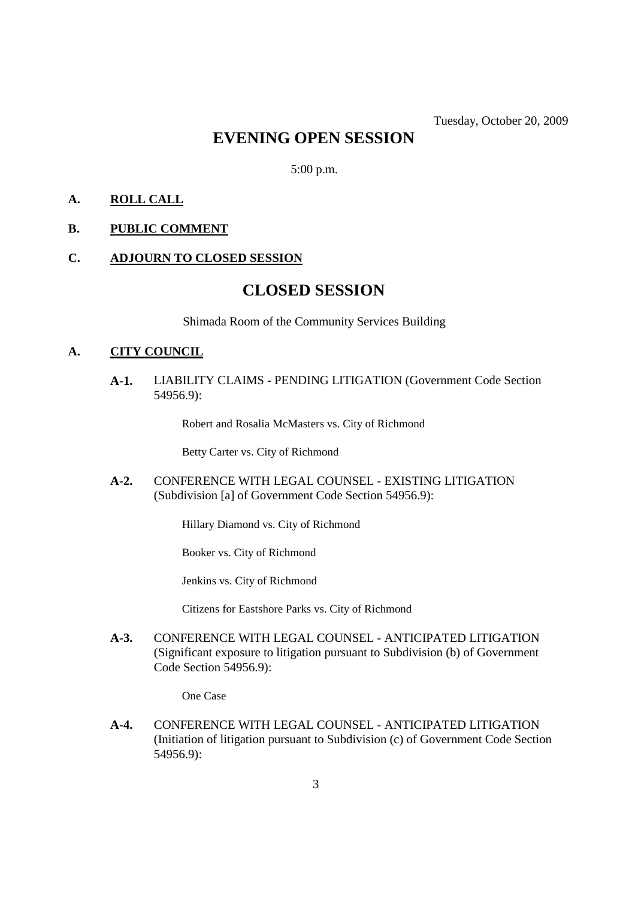Tuesday, October 20, 2009

# EVENING OPEN SESSION

5:00 p.m.

**A. ROLL CALL**

**B. PUBLIC COMMENT**

**C. ADJOURN TO CLOSED SESSION**

# CLOSED SESSION

Shimada Room of the Community Services Building

**A. CITY COUNCIL**

**A-1.** LIABILITY CLAIMS - PENDING LITIGATION (Government Code Section 54956.9):

Robert and Rosalia McMasters vs. City of Richmond

Betty Carter vs. City of Richmond

**A-2.** CONFERENCE WITH LEGAL COUNSEL - EXISTING LITIGATION (Subdivision [a] of Government Code Section 54956.9):

Hillary Diamond vs. City of Richmond

Booker vs. City of Richmond

Jenkins vs. City of Richmond

Citizens for Eastshore Parks vs. City of Richmond

**A-3.** CONFERENCE WITH LEGAL COUNSEL - ANTICIPATED LITIGATION (Significant exposure to litigation pursuant to Subdivision (b) of Government Code Section 54956.9):

One Case

**A-4.** CONFERENCE WITH LEGAL COUNSEL - ANTICIPATED LITIGATION (Initiation of litigation pursuant to Subdivision (c) of Government Code Section 54956.9):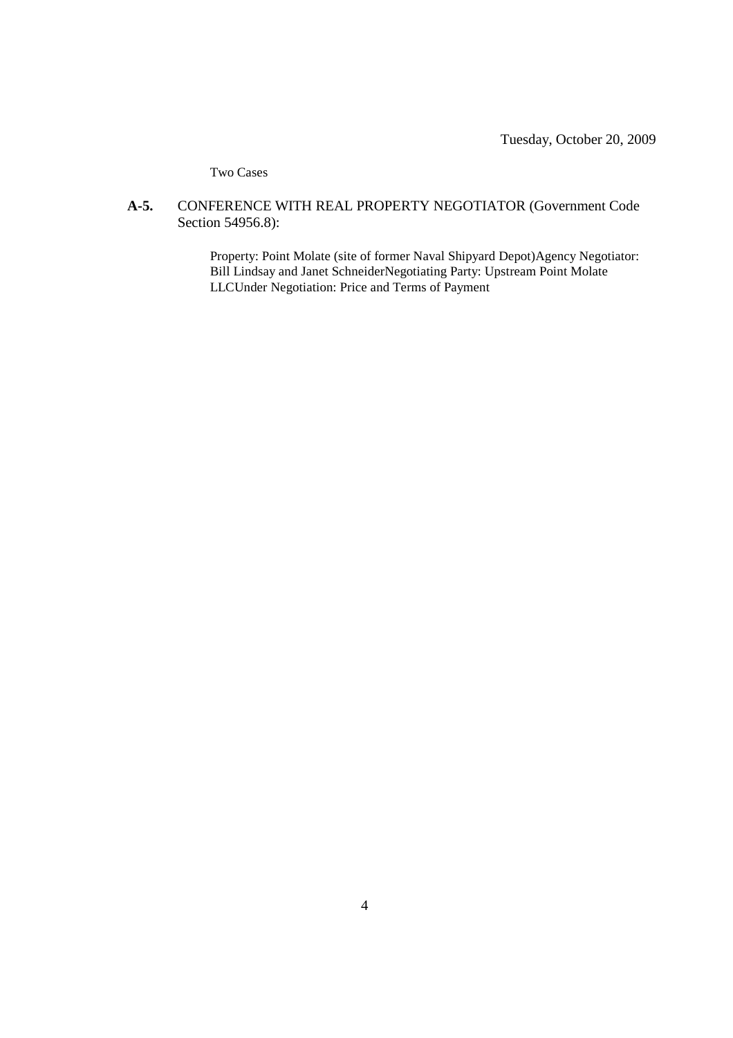Two Cases

**A-5.** CONFERENCE WITH REAL PROPERTY NEGOTIATOR (Government Code Section 54956.8):

Property: Point Molate (site of former Naval Shipyard Depot)Agency Negotiator: Bill Lindsay and Janet SchneiderNegotiating Party: Upstream Point Molate LLCUnder Negotiation: Price and Terms of Payment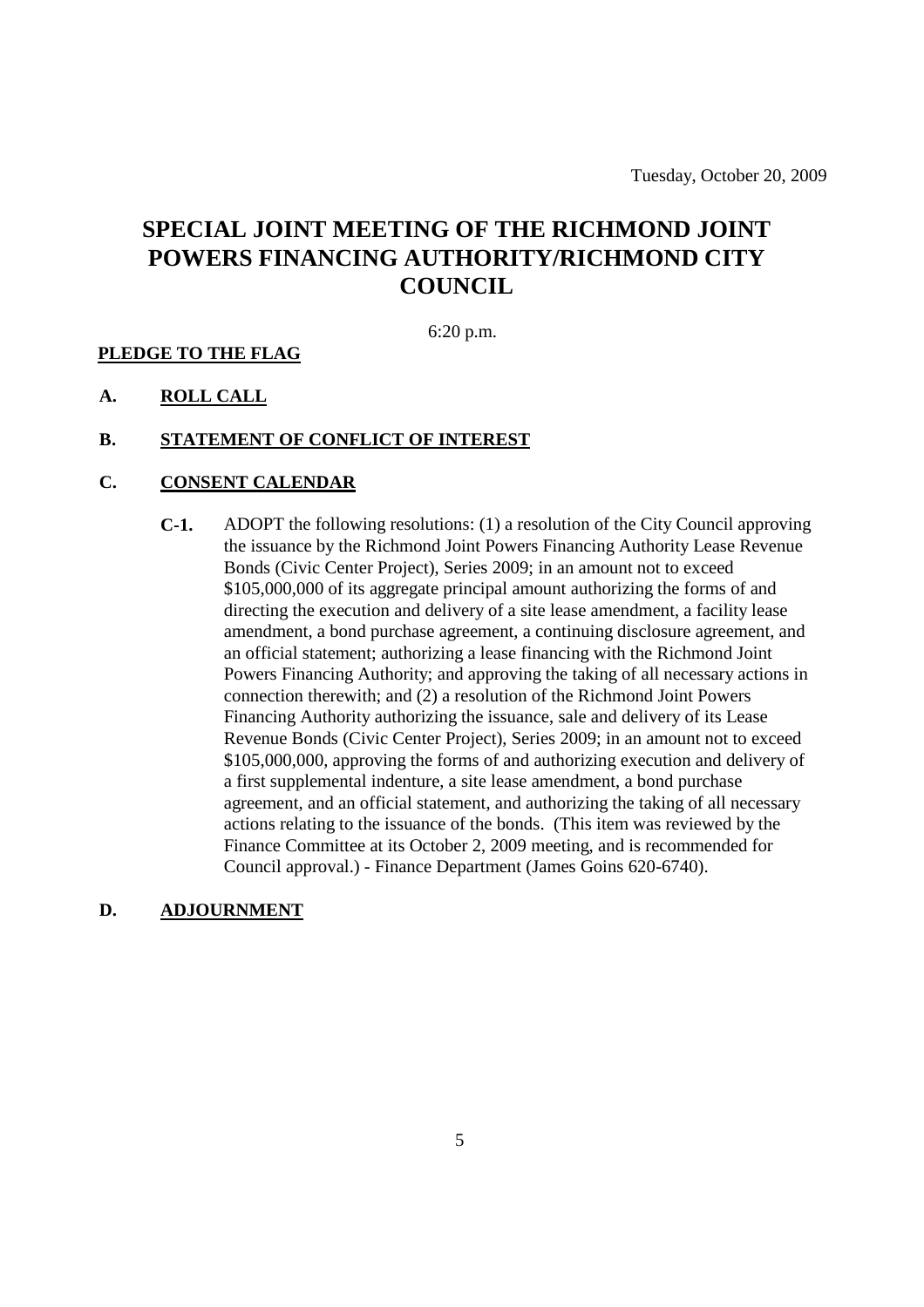Tuesday, October 20, 2009

# SPECIAL JOINT MEETING OF THE RICHMOND JOINT POWERS FINANCING AUTHORITY/RICHMOND CITY COUNCIL

6:20 p.m.

**PLEDGE TO THE FLAG**

**A. ROLL CALL**

**B. STATEMENT OF CONFLICT OF INTEREST**

**C. CONSENT CALENDAR**

**C-1.** ADOPT the following resolutions: (1) a resolution of the City Council approving the issuance by the Richmond Joint Powers Financing Authority Lease Revenue Bonds (Civic Center Project), Series 2009; in an amount not to exceed $105,000,000 of its aggregate principal amount authorizing the forms of and directing the execution and delivery of a site lease amendment, a facility lease amendment, a bond purchase agreement, a continuing disclosure agreement, and an official statement; authorizing a lease financing with the Richmond Joint Powers Financing Authority; and approving the taking of all necessary actions in connection therewith; and (2) a resolution of the Richmond Joint Powers Financing Authority authorizing the issuance, sale and delivery of its Lease Revenue Bonds (Civic Center Project), Series 2009; in an amount not to exceed $105,000,000, approving the forms of and authorizing execution and delivery of a first supplemental indenture, a site lease amendment, a bond purchase agreement, and an official statement, and authorizing the taking of all necessary actions relating to the issuance of the bonds. (This item was reviewed by the Finance Committee at its October 2, 2009 meeting, and is recommended for Council approval.) - Finance Department (James Goins 620-6740).

**D. ADJOURNMENT**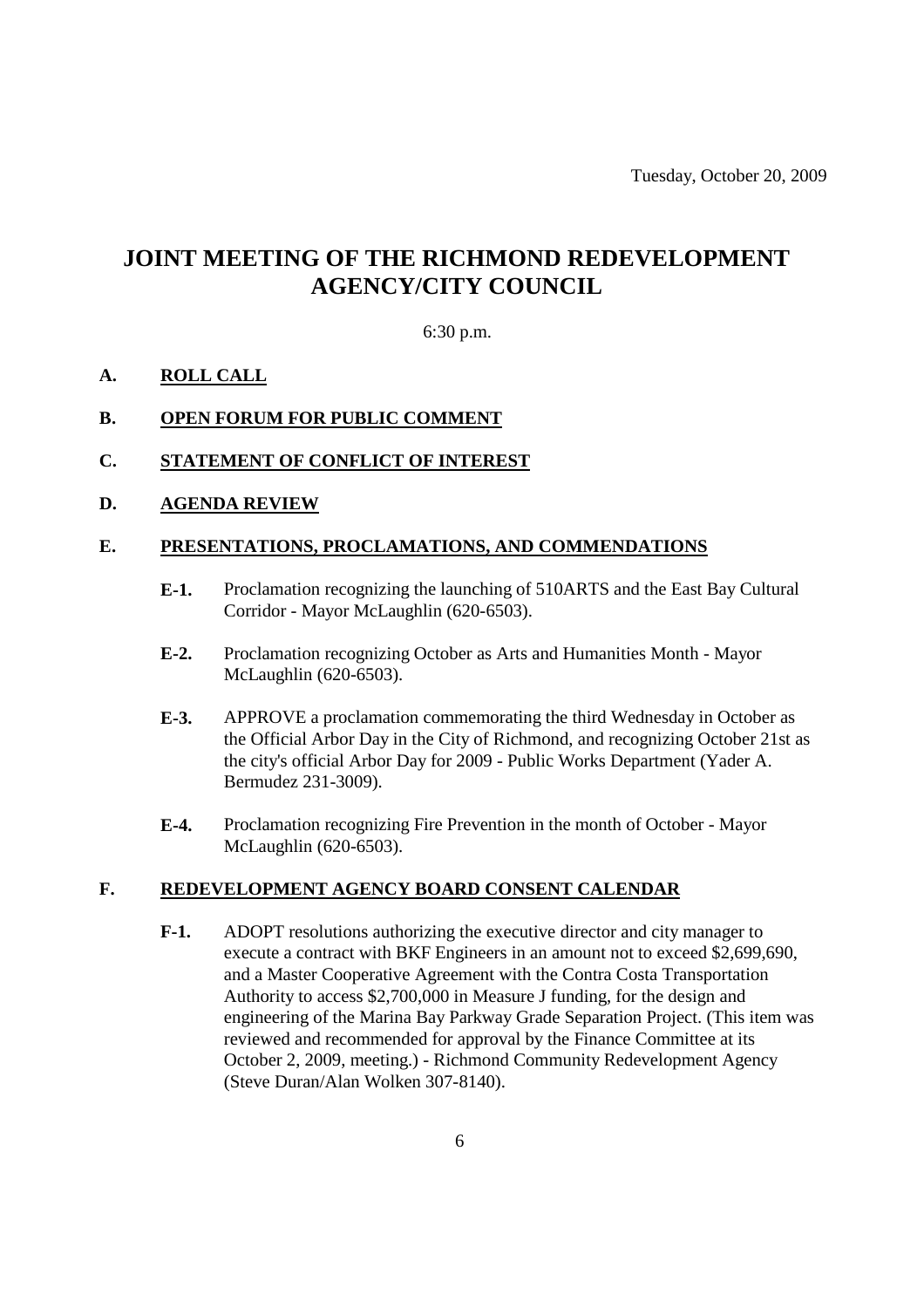Tuesday, October 20, 2009

# JOINT MEETING OF THE RICHMOND REDEVELOPMENT AGENCY/CITY COUNCIL

6:30 p.m.

**A. ROLL CALL**

**B. OPEN FORUM FOR PUBLIC COMMENT**

**C. STATEMENT OF CONFLICT OF INTEREST**

**D. AGENDA REVIEW**

**E. PRESENTATIONS, PROCLAMATIONS, AND COMMENDATIONS**

**E-1.** Proclamation recognizing the launching of 510ARTS and the East Bay Cultural Corridor - Mayor McLaughlin (620-6503).

**E-2.** Proclamation recognizing October as Arts and Humanities Month - Mayor McLaughlin (620-6503).

**E-3.** APPROVE a proclamation commemorating the third Wednesday in October as the Official Arbor Day in the City of Richmond, and recognizing October 21st as the city's official Arbor Day for 2009 - Public Works Department (Yader A. Bermudez 231-3009).

**E-4.** Proclamation recognizing Fire Prevention in the month of October - Mayor McLaughlin (620-6503).

**F. REDEVELOPMENT AGENCY BOARD CONSENT CALENDAR**

**F-1.** ADOPT resolutions authorizing the executive director and city manager to execute a contract with BKF Engineers in an amount not to exceed $2,699,690, and a Master Cooperative Agreement with the Contra Costa Transportation Authority to access $2,700,000 in Measure J funding, for the design and engineering of the Marina Bay Parkway Grade Separation Project. (This item was reviewed and recommended for approval by the Finance Committee at its October 2, 2009, meeting.) - Richmond Community Redevelopment Agency (Steve Duran/Alan Wolken 307-8140).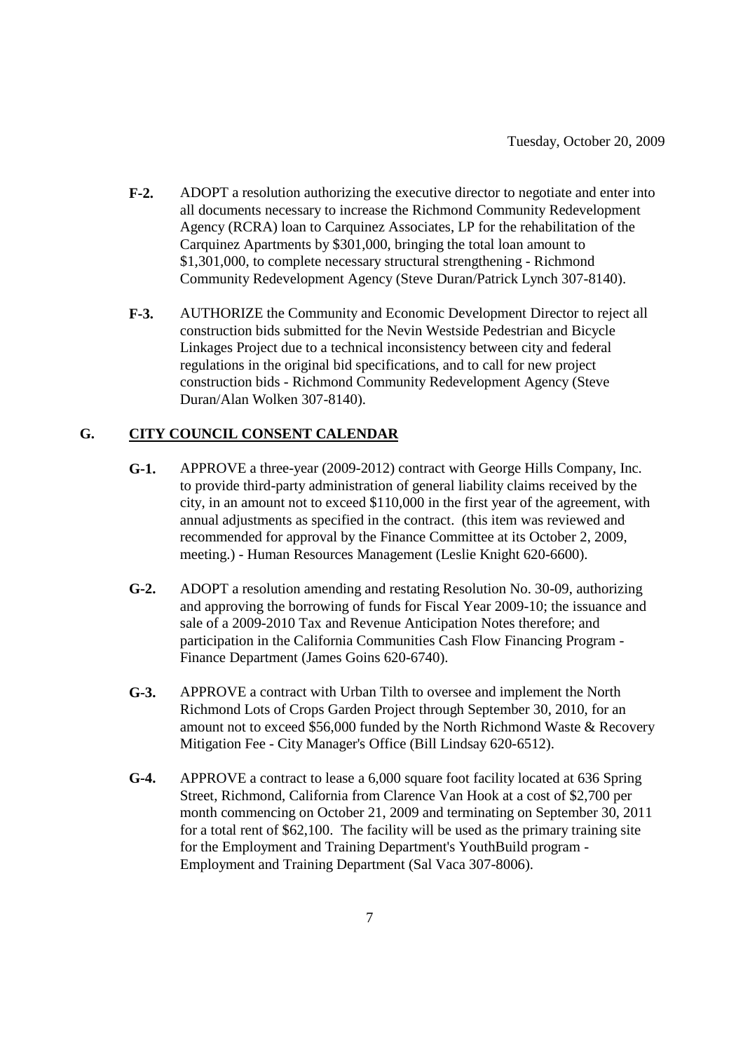- **F-2.** ADOPT a resolution authorizing the executive director to negotiate and enter into all documents necessary to increase the Richmond Community Redevelopment Agency (RCRA) loan to Carquinez Associates, LP for the rehabilitation of the Carquinez Apartments by $301,000, bringing the total loan amount to $1,301,000, to complete necessary structural strengthening - Richmond Community Redevelopment Agency (Steve Duran/Patrick Lynch 307-8140).

- **F-3.** AUTHORIZE the Community and Economic Development Director to reject all construction bids submitted for the Nevin Westside Pedestrian and Bicycle Linkages Project due to a technical inconsistency between city and federal regulations in the original bid specifications, and to call for new project construction bids - Richmond Community Redevelopment Agency (Steve Duran/Alan Wolken 307-8140).

## G. CITY COUNCIL CONSENT CALENDAR

- **G-1.** APPROVE a three-year (2009-2012) contract with George Hills Company, Inc. to provide third-party administration of general liability claims received by the city, in an amount not to exceed $110,000 in the first year of the agreement, with annual adjustments as specified in the contract. (this item was reviewed and recommended for approval by the Finance Committee at its October 2, 2009, meeting.) - Human Resources Management (Leslie Knight 620-6600).

- **G-2.** ADOPT a resolution amending and restating Resolution No. 30-09, authorizing and approving the borrowing of funds for Fiscal Year 2009-10; the issuance and sale of a 2009-2010 Tax and Revenue Anticipation Notes therefore; and participation in the California Communities Cash Flow Financing Program - Finance Department (James Goins 620-6740).

- **G-3.** APPROVE a contract with Urban Tilth to oversee and implement the North Richmond Lots of Crops Garden Project through September 30, 2010, for an amount not to exceed $56,000 funded by the North Richmond Waste & Recovery Mitigation Fee - City Manager's Office (Bill Lindsay 620-6512).

- **G-4.** APPROVE a contract to lease a 6,000 square foot facility located at 636 Spring Street, Richmond, California from Clarence Van Hook at a cost of $2,700 per month commencing on October 21, 2009 and terminating on September 30, 2011 for a total rent of $62,100. The facility will be used as the primary training site for the Employment and Training Department's YouthBuild program - Employment and Training Department (Sal Vaca 307-8006).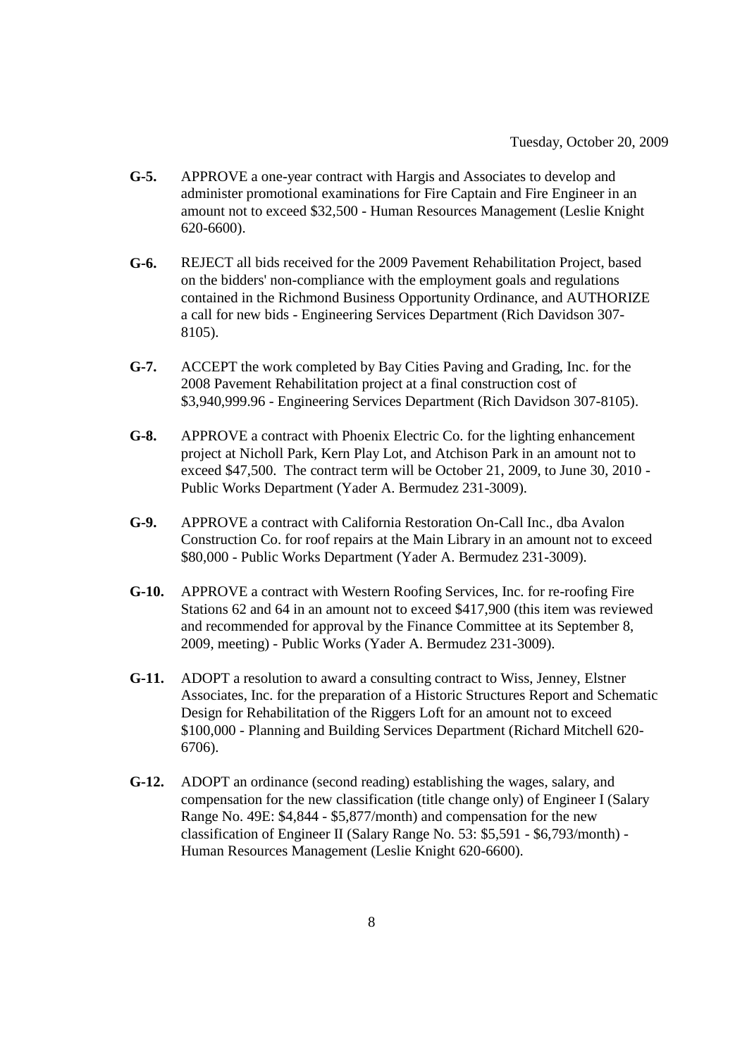Tuesday, October 20, 2009

**G-5.** APPROVE a one-year contract with Hargis and Associates to develop and administer promotional examinations for Fire Captain and Fire Engineer in an amount not to exceed $32,500 - Human Resources Management (Leslie Knight 620-6600).

**G-6.** REJECT all bids received for the 2009 Pavement Rehabilitation Project, based on the bidders' non-compliance with the employment goals and regulations contained in the Richmond Business Opportunity Ordinance, and AUTHORIZE a call for new bids - Engineering Services Department (Rich Davidson 307-8105).

**G-7.** ACCEPT the work completed by Bay Cities Paving and Grading, Inc. for the 2008 Pavement Rehabilitation project at a final construction cost of $3,940,999.96 - Engineering Services Department (Rich Davidson 307-8105).

**G-8.** APPROVE a contract with Phoenix Electric Co. for the lighting enhancement project at Nicholl Park, Kern Play Lot, and Atchison Park in an amount not to exceed $47,500. The contract term will be October 21, 2009, to June 30, 2010 - Public Works Department (Yader A. Bermudez 231-3009).

**G-9.** APPROVE a contract with California Restoration On-Call Inc., dba Avalon Construction Co. for roof repairs at the Main Library in an amount not to exceed $80,000 - Public Works Department (Yader A. Bermudez 231-3009).

**G-10.** APPROVE a contract with Western Roofing Services, Inc. for re-roofing Fire Stations 62 and 64 in an amount not to exceed $417,900 (this item was reviewed and recommended for approval by the Finance Committee at its September 8, 2009, meeting) - Public Works (Yader A. Bermudez 231-3009).

**G-11.** ADOPT a resolution to award a consulting contract to Wiss, Jenney, Elstner Associates, Inc. for the preparation of a Historic Structures Report and Schematic Design for Rehabilitation of the Riggers Loft for an amount not to exceed $100,000 - Planning and Building Services Department (Richard Mitchell 620-6706).

**G-12.** ADOPT an ordinance (second reading) establishing the wages, salary, and compensation for the new classification (title change only) of Engineer I (Salary Range No. 49E: $4,844 - $5,877/month) and compensation for the new classification of Engineer II (Salary Range No. 53: $5,591 - $6,793/month) - Human Resources Management (Leslie Knight 620-6600).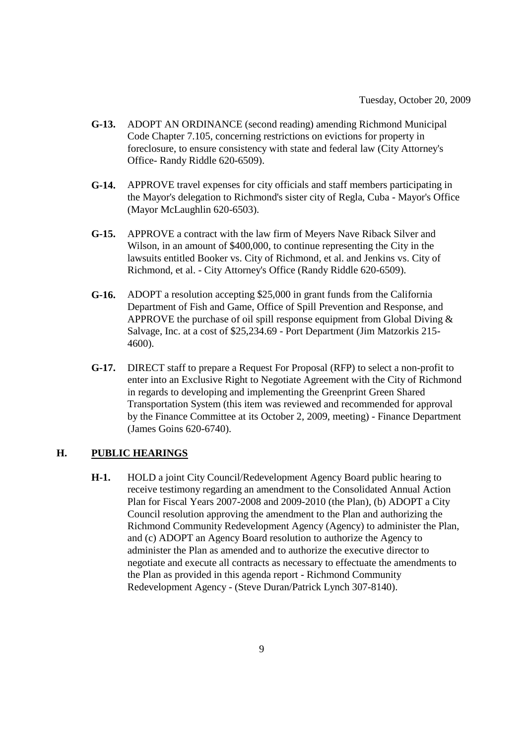- **G-13.** ADOPT AN ORDINANCE (second reading) amending Richmond Municipal Code Chapter 7.105, concerning restrictions on evictions for property in foreclosure, to ensure consistency with state and federal law (City Attorney's Office- Randy Riddle 620-6509).

- **G-14.** APPROVE travel expenses for city officials and staff members participating in the Mayor's delegation to Richmond's sister city of Regla, Cuba - Mayor's Office (Mayor McLaughlin 620-6503).

- **G-15.** APPROVE a contract with the law firm of Meyers Nave Riback Silver and Wilson, in an amount of $400,000, to continue representing the City in the lawsuits entitled Booker vs. City of Richmond, et al. and Jenkins vs. City of Richmond, et al. - City Attorney's Office (Randy Riddle 620-6509).

- **G-16.** ADOPT a resolution accepting $25,000 in grant funds from the California Department of Fish and Game, Office of Spill Prevention and Response, and APPROVE the purchase of oil spill response equipment from Global Diving & Salvage, Inc. at a cost of $25,234.69 - Port Department (Jim Matzorkis 215-4600).

- **G-17.** DIRECT staff to prepare a Request For Proposal (RFP) to select a non-profit to enter into an Exclusive Right to Negotiate Agreement with the City of Richmond in regards to developing and implementing the Greenprint Green Shared Transportation System (this item was reviewed and recommended for approval by the Finance Committee at its October 2, 2009, meeting) - Finance Department (James Goins 620-6740).

## H. PUBLIC HEARINGS

- **H-1.** HOLD a joint City Council/Redevelopment Agency Board public hearing to receive testimony regarding an amendment to the Consolidated Annual Action Plan for Fiscal Years 2007-2008 and 2009-2010 (the Plan), (b) ADOPT a City Council resolution approving the amendment to the Plan and authorizing the Richmond Community Redevelopment Agency (Agency) to administer the Plan, and (c) ADOPT an Agency Board resolution to authorize the Agency to administer the Plan as amended and to authorize the executive director to negotiate and execute all contracts as necessary to effectuate the amendments to the Plan as provided in this agenda report - Richmond Community Redevelopment Agency - (Steve Duran/Patrick Lynch 307-8140).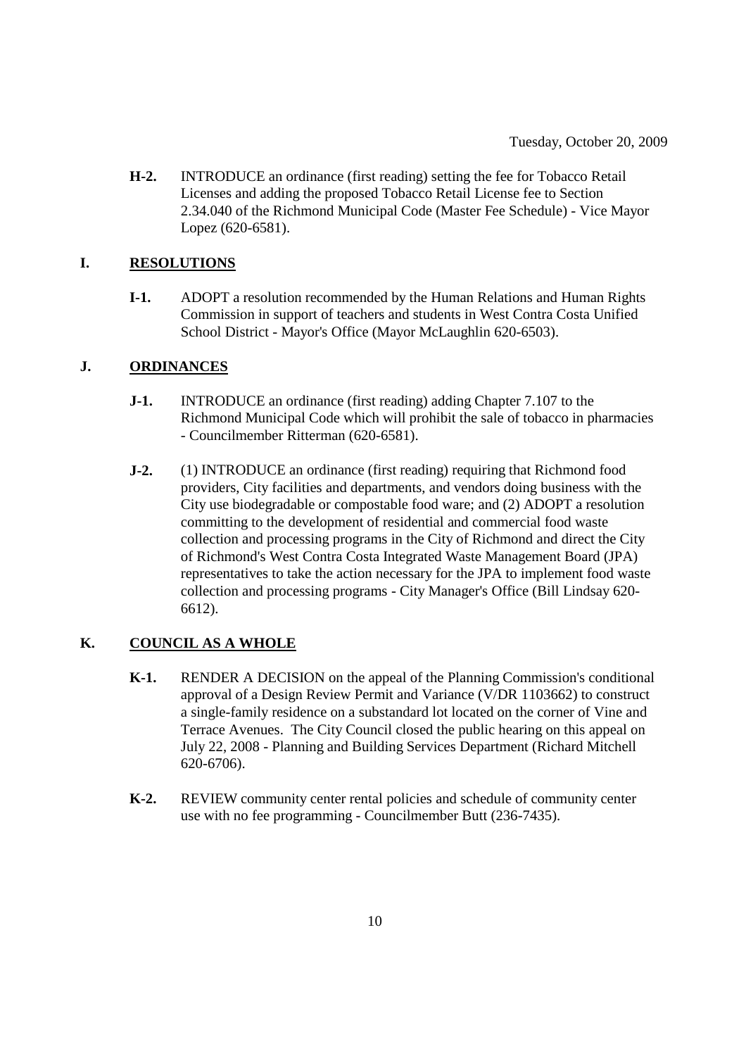Tuesday, October 20, 2009

**H-2.** INTRODUCE an ordinance (first reading) setting the fee for Tobacco Retail Licenses and adding the proposed Tobacco Retail License fee to Section 2.34.040 of the Richmond Municipal Code (Master Fee Schedule) - Vice Mayor Lopez (620-6581).

## I. RESOLUTIONS

**I-1.** ADOPT a resolution recommended by the Human Relations and Human Rights Commission in support of teachers and students in West Contra Costa Unified School District - Mayor's Office (Mayor McLaughlin 620-6503).

## J. ORDINANCES

**J-1.** INTRODUCE an ordinance (first reading) adding Chapter 7.107 to the Richmond Municipal Code which will prohibit the sale of tobacco in pharmacies - Councilmember Ritterman (620-6581).

**J-2.** (1) INTRODUCE an ordinance (first reading) requiring that Richmond food providers, City facilities and departments, and vendors doing business with the City use biodegradable or compostable food ware; and (2) ADOPT a resolution committing to the development of residential and commercial food waste collection and processing programs in the City of Richmond and direct the City of Richmond's West Contra Costa Integrated Waste Management Board (JPA) representatives to take the action necessary for the JPA to implement food waste collection and processing programs - City Manager's Office (Bill Lindsay 620-6612).

## K. COUNCIL AS A WHOLE

**K-1.** RENDER A DECISION on the appeal of the Planning Commission's conditional approval of a Design Review Permit and Variance (V/DR 1103662) to construct a single-family residence on a substandard lot located on the corner of Vine and Terrace Avenues. The City Council closed the public hearing on this appeal on July 22, 2008 - Planning and Building Services Department (Richard Mitchell 620-6706).

**K-2.** REVIEW community center rental policies and schedule of community center use with no fee programming - Councilmember Butt (236-7435).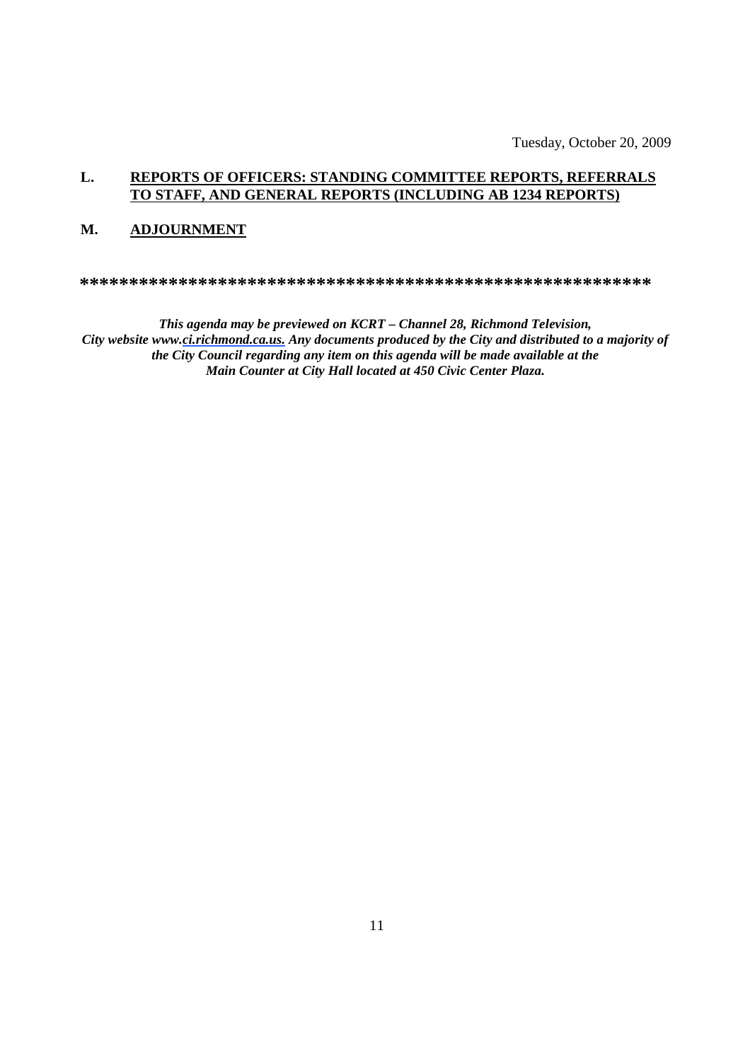Tuesday, October 20, 2009

## L. REPORTS OF OFFICERS: STANDING COMMITTEE REPORTS, REFERRALS TO STAFF, AND GENERAL REPORTS (INCLUDING AB 1234 REPORTS)

## M. ADJOURNMENT

**************************************************************

***This agenda may be previewed on KCRT – Channel 28, Richmond Television, City website www.ci.richmond.ca.us. Any documents produced by the City and distributed to a majority of the City Council regarding any item on this agenda will be made available at the Main Counter at City Hall located at 450 Civic Center Plaza.***